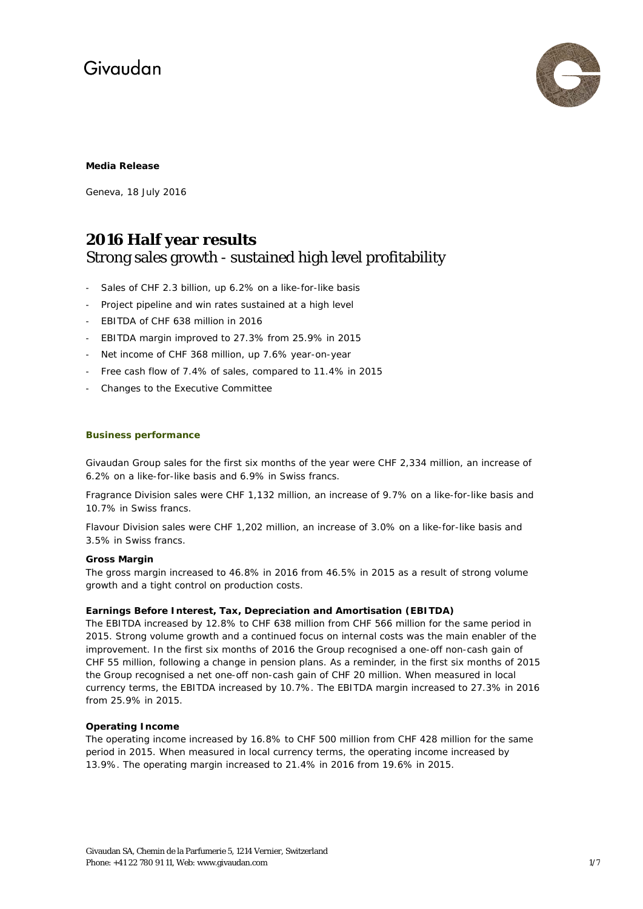Givaudan

**Media Release**

Geneva, 18 July 2016

# 2016 Half year results

## Strong sales growth - sustained high level profitability

- Sales of CHF 2.3 billion, up 6.2% on a like-for-like basis
- Project pipeline and win rates sustained at a high level
- EBITDA of CHF 638 million in 2016
- EBITDA margin improved to 27.3% from 25.9% in 2015
- Net income of CHF 368 million, up 7.6% year-on-year
- Free cash flow of 7.4% of sales, compared to 11.4% in 2015
- Changes to the Executive Committee

### Business performance

Givaudan Group sales for the first six months of the year were CHF 2,334 million, an increase of 6.2% on a like-for-like basis and 6.9% in Swiss francs.

Fragrance Division sales were CHF 1,132 million, an increase of 9.7% on a like-for-like basis and 10.7% in Swiss francs.

Flavour Division sales were CHF 1,202 million, an increase of 3.0% on a like-for-like basis and 3.5% in Swiss francs.

**Gross Margin**

The gross margin increased to 46.8% in 2016 from 46.5% in 2015 as a result of strong volume growth and a tight control on production costs.

**Earnings Before Interest, Tax, Depreciation and Amortisation (EBITDA)**

The EBITDA increased by 12.8% to CHF 638 million from CHF 566 million for the same period in 2015. Strong volume growth and a continued focus on internal costs was the main enabler of the improvement. In the first six months of 2016 the Group recognised a one-off non-cash gain of CHF 55 million, following a change in pension plans. As a reminder, in the first six months of 2015 the Group recognised a net one-off non-cash gain of CHF 20 million. When measured in local currency terms, the EBITDA increased by 10.7%. The EBITDA margin increased to 27.3% in 2016 from 25.9% in 2015.

**Operating Income**

The operating income increased by 16.8% to CHF 500 million from CHF 428 million for the same period in 2015. When measured in local currency terms, the operating income increased by 13.9%. The operating margin increased to 21.4% in 2016 from 19.6% in 2015.

Givaudan SA, Chemin de la Parfumerie 5, 1214 Vernier, Switzerland
Phone: +41 22 780 91 11, Web: www.givaudan.com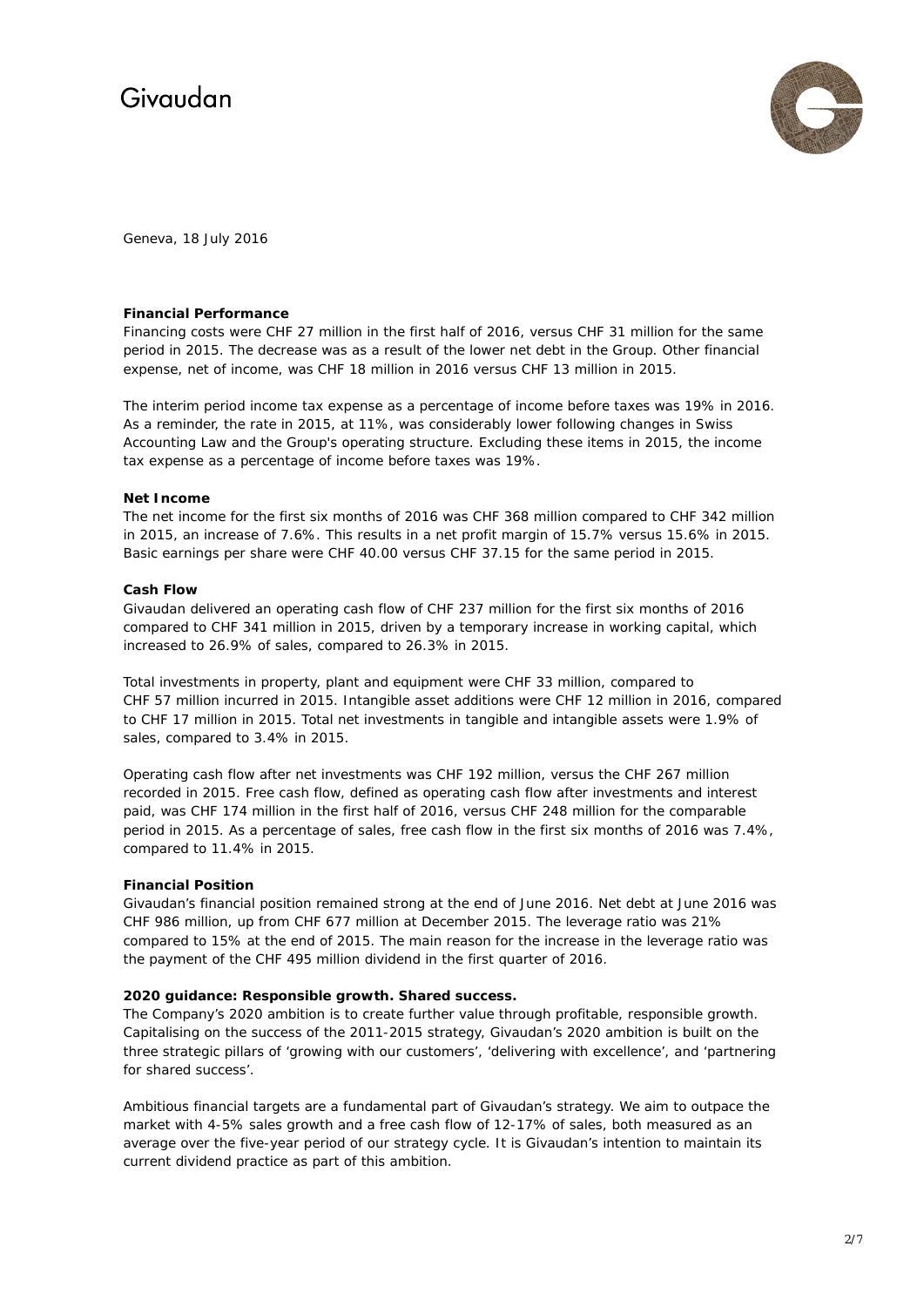Geneva, 18 July 2016

**Financial Performance**

Financing costs were CHF 27 million in the first half of 2016, versus CHF 31 million for the same period in 2015. The decrease was as a result of the lower net debt in the Group. Other financial expense, net of income, was CHF 18 million in 2016 versus CHF 13 million in 2015.

The interim period income tax expense as a percentage of income before taxes was 19% in 2016. As a reminder, the rate in 2015, at 11%, was considerably lower following changes in Swiss Accounting Law and the Group's operating structure. Excluding these items in 2015, the income tax expense as a percentage of income before taxes was 19%.

**Net Income**

The net income for the first six months of 2016 was CHF 368 million compared to CHF 342 million in 2015, an increase of 7.6%. This results in a net profit margin of 15.7% versus 15.6% in 2015. Basic earnings per share were CHF 40.00 versus CHF 37.15 for the same period in 2015.

**Cash Flow**

Givaudan delivered an operating cash flow of CHF 237 million for the first six months of 2016 compared to CHF 341 million in 2015, driven by a temporary increase in working capital, which increased to 26.9% of sales, compared to 26.3% in 2015.

Total investments in property, plant and equipment were CHF 33 million, compared to CHF 57 million incurred in 2015. Intangible asset additions were CHF 12 million in 2016, compared to CHF 17 million in 2015. Total net investments in tangible and intangible assets were 1.9% of sales, compared to 3.4% in 2015.

Operating cash flow after net investments was CHF 192 million, versus the CHF 267 million recorded in 2015. Free cash flow, defined as operating cash flow after investments and interest paid, was CHF 174 million in the first half of 2016, versus CHF 248 million for the comparable period in 2015. As a percentage of sales, free cash flow in the first six months of 2016 was 7.4%, compared to 11.4% in 2015.

**Financial Position**

Givaudan's financial position remained strong at the end of June 2016. Net debt at June 2016 was CHF 986 million, up from CHF 677 million at December 2015. The leverage ratio was 21% compared to 15% at the end of 2015. The main reason for the increase in the leverage ratio was the payment of the CHF 495 million dividend in the first quarter of 2016.

**2020 guidance: Responsible growth. Shared success.**

The Company's 2020 ambition is to create further value through profitable, responsible growth. Capitalising on the success of the 2011-2015 strategy, Givaudan's 2020 ambition is built on the three strategic pillars of 'growing with our customers', 'delivering with excellence', and 'partnering for shared success'.

Ambitious financial targets are a fundamental part of Givaudan's strategy. We aim to outpace the market with 4-5% sales growth and a free cash flow of 12-17% of sales, both measured as an average over the five-year period of our strategy cycle. It is Givaudan's intention to maintain its current dividend practice as part of this ambition.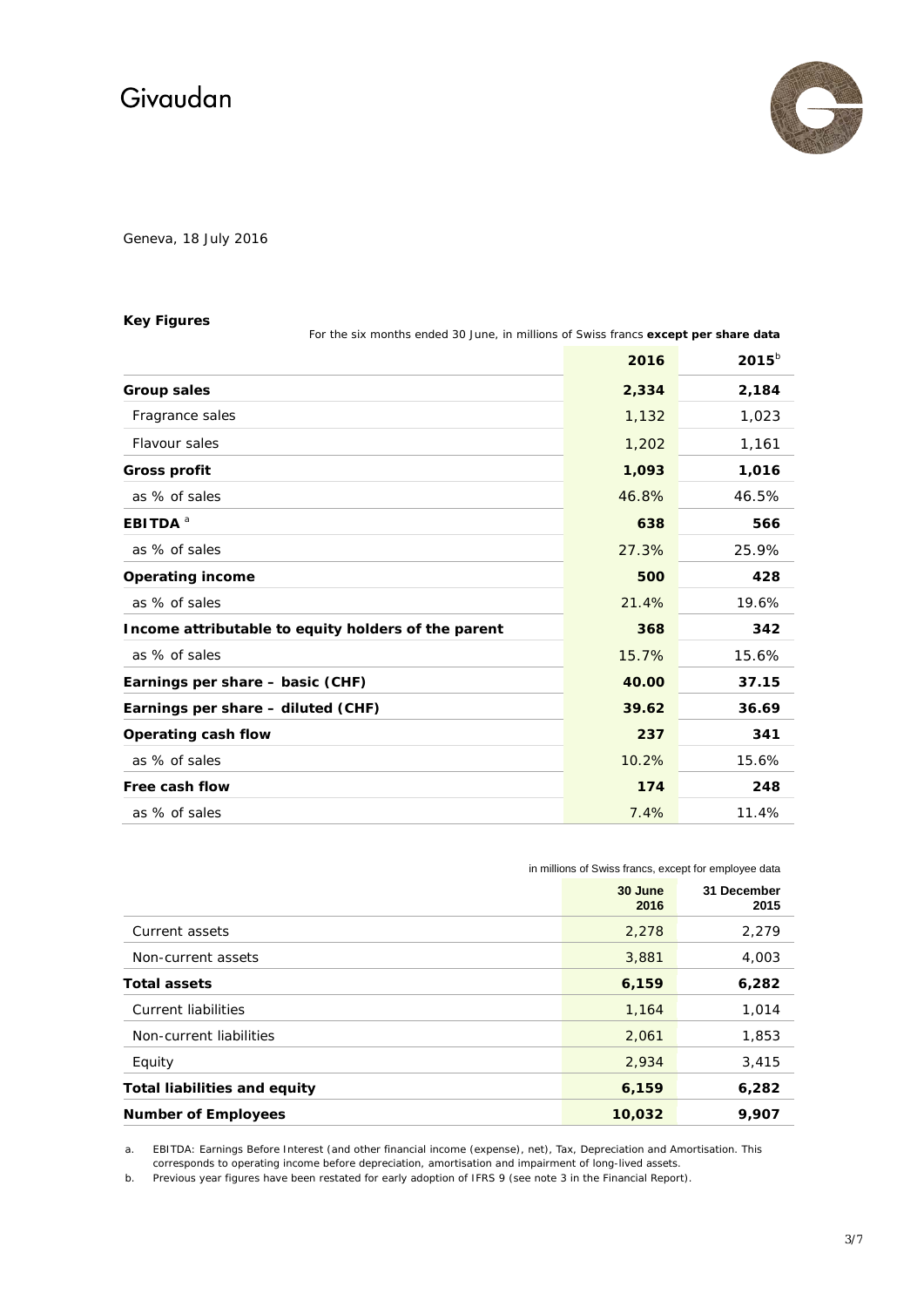Givaudan

Geneva, 18 July 2016

**Key Figures**

For the six months ended 30 June, in millions of Swiss francs **except per share data**

| | 2016 | 2015[b] |
|---|---|---|
| **Group sales** | **2,334** | **2,184** |
| Fragrance sales | 1,132 | 1,023 |
| Flavour sales | 1,202 | 1,161 |
| **Gross profit** | **1,093** | **1,016** |
| as % of sales | 46.8% | 46.5% |
| **EBITDA** [a] | **638** | **566** |
| as % of sales | 27.3% | 25.9% |
| **Operating income** | **500** | **428** |
| as % of sales | 21.4% | 19.6% |
| **Income attributable to equity holders of the parent** | **368** | **342** |
| as % of sales | 15.7% | 15.6% |
| **Earnings per share – basic (CHF)** | **40.00** | **37.15** |
| **Earnings per share – diluted (CHF)** | **39.62** | **36.69** |
| **Operating cash flow** | **237** | **341** |
| as % of sales | 10.2% | 15.6% |
| **Free cash flow** | **174** | **248** |
| as % of sales | 7.4% | 11.4% |

in millions of Swiss francs, except for employee data

| | 30 June 2016 | 31 December 2015 |
|---|---|---|
| Current assets | 2,278 | 2,279 |
| Non-current assets | 3,881 | 4,003 |
| **Total assets** | **6,159** | **6,282** |
| Current liabilities | 1,164 | 1,014 |
| Non-current liabilities | 2,061 | 1,853 |
| Equity | 2,934 | 3,415 |
| **Total liabilities and equity** | **6,159** | **6,282** |
| **Number of Employees** | **10,032** | **9,907** |

a. EBITDA: Earnings Before Interest (and other financial income (expense), net), Tax, Depreciation and Amortisation. This corresponds to operating income before depreciation, amortisation and impairment of long-lived assets.

b. Previous year figures have been restated for early adoption of IFRS 9 (see note 3 in the Financial Report).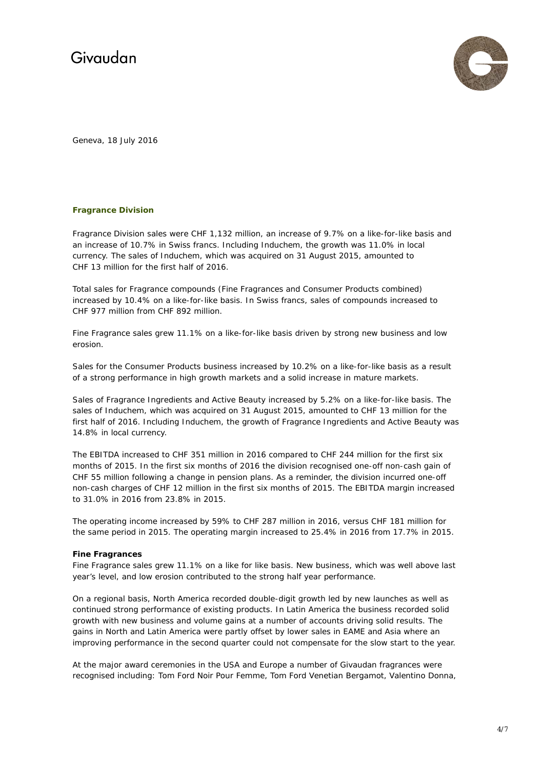Givaudan

Geneva, 18 July 2016

## Fragrance Division

Fragrance Division sales were CHF 1,132 million, an increase of 9.7% on a like-for-like basis and an increase of 10.7% in Swiss francs. Including Induchem, the growth was 11.0% in local currency. The sales of Induchem, which was acquired on 31 August 2015, amounted to CHF 13 million for the first half of 2016.

Total sales for Fragrance compounds (Fine Fragrances and Consumer Products combined) increased by 10.4% on a like-for-like basis. In Swiss francs, sales of compounds increased to CHF 977 million from CHF 892 million.

Fine Fragrance sales grew 11.1% on a like-for-like basis driven by strong new business and low erosion.

Sales for the Consumer Products business increased by 10.2% on a like-for-like basis as a result of a strong performance in high growth markets and a solid increase in mature markets.

Sales of Fragrance Ingredients and Active Beauty increased by 5.2% on a like-for-like basis. The sales of Induchem, which was acquired on 31 August 2015, amounted to CHF 13 million for the first half of 2016. Including Induchem, the growth of Fragrance Ingredients and Active Beauty was 14.8% in local currency.

The EBITDA increased to CHF 351 million in 2016 compared to CHF 244 million for the first six months of 2015. In the first six months of 2016 the division recognised one-off non-cash gain of CHF 55 million following a change in pension plans. As a reminder, the division incurred one-off non-cash charges of CHF 12 million in the first six months of 2015. The EBITDA margin increased to 31.0% in 2016 from 23.8% in 2015.

The operating income increased by 59% to CHF 287 million in 2016, versus CHF 181 million for the same period in 2015. The operating margin increased to 25.4% in 2016 from 17.7% in 2015.

### Fine Fragrances

Fine Fragrance sales grew 11.1% on a like for like basis. New business, which was well above last year's level, and low erosion contributed to the strong half year performance.

On a regional basis, North America recorded double-digit growth led by new launches as well as continued strong performance of existing products. In Latin America the business recorded solid growth with new business and volume gains at a number of accounts driving solid results. The gains in North and Latin America were partly offset by lower sales in EAME and Asia where an improving performance in the second quarter could not compensate for the slow start to the year.

At the major award ceremonies in the USA and Europe a number of Givaudan fragrances were recognised including: Tom Ford Noir Pour Femme, Tom Ford Venetian Bergamot, Valentino Donna,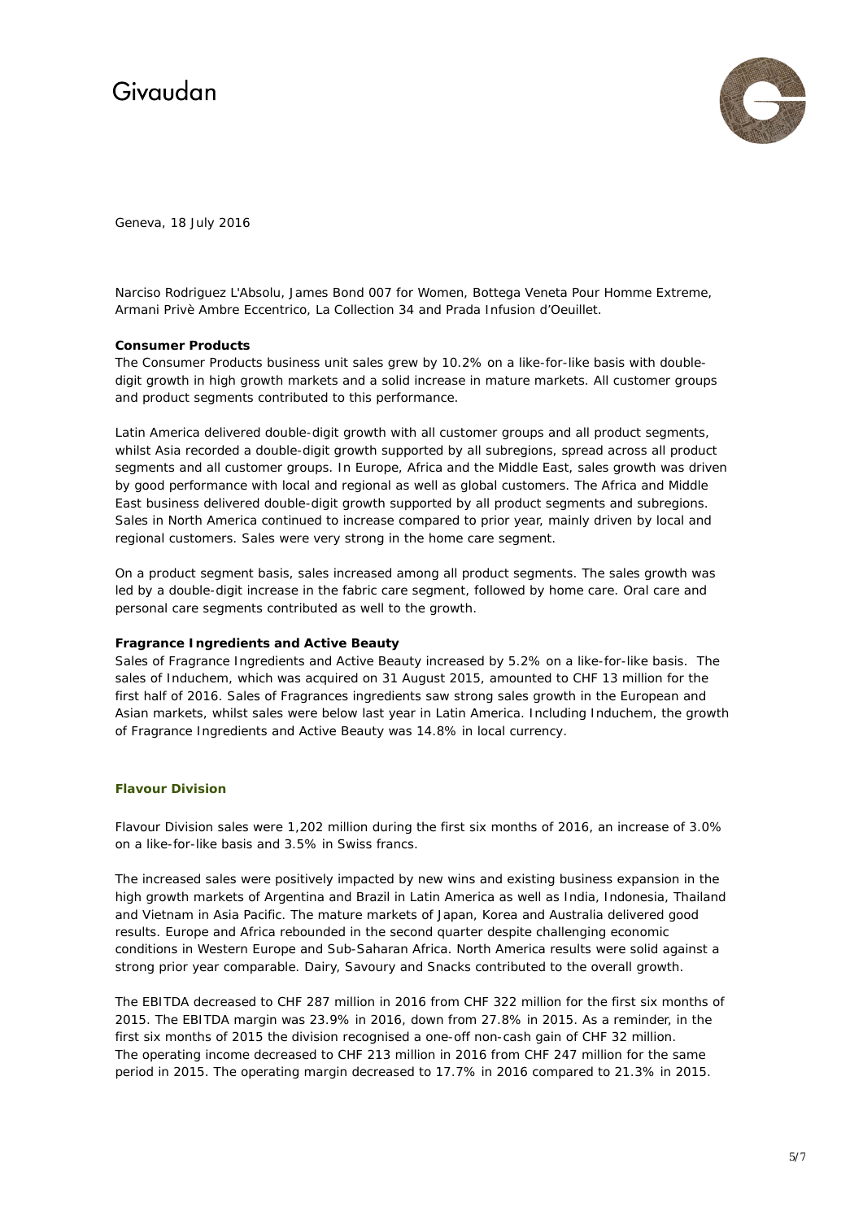Narciso Rodriguez L'Absolu, James Bond 007 for Women, Bottega Veneta Pour Homme Extreme, Armani Privè Ambre Eccentrico, La Collection 34 and Prada Infusion d'Oeuillet.

**Consumer Products**

The Consumer Products business unit sales grew by 10.2% on a like-for-like basis with double-digit growth in high growth markets and a solid increase in mature markets. All customer groups and product segments contributed to this performance.

Latin America delivered double-digit growth with all customer groups and all product segments, whilst Asia recorded a double-digit growth supported by all subregions, spread across all product segments and all customer groups. In Europe, Africa and the Middle East, sales growth was driven by good performance with local and regional as well as global customers. The Africa and Middle East business delivered double-digit growth supported by all product segments and subregions. Sales in North America continued to increase compared to prior year, mainly driven by local and regional customers. Sales were very strong in the home care segment.

On a product segment basis, sales increased among all product segments. The sales growth was led by a double-digit increase in the fabric care segment, followed by home care. Oral care and personal care segments contributed as well to the growth.

**Fragrance Ingredients and Active Beauty**

Sales of Fragrance Ingredients and Active Beauty increased by 5.2% on a like-for-like basis. The sales of Induchem, which was acquired on 31 August 2015, amounted to CHF 13 million for the first half of 2016. Sales of Fragrances ingredients saw strong sales growth in the European and Asian markets, whilst sales were below last year in Latin America. Including Induchem, the growth of Fragrance Ingredients and Active Beauty was 14.8% in local currency.

## Flavour Division

Flavour Division sales were 1,202 million during the first six months of 2016, an increase of 3.0% on a like-for-like basis and 3.5% in Swiss francs.

The increased sales were positively impacted by new wins and existing business expansion in the high growth markets of Argentina and Brazil in Latin America as well as India, Indonesia, Thailand and Vietnam in Asia Pacific. The mature markets of Japan, Korea and Australia delivered good results. Europe and Africa rebounded in the second quarter despite challenging economic conditions in Western Europe and Sub-Saharan Africa. North America results were solid against a strong prior year comparable. Dairy, Savoury and Snacks contributed to the overall growth.

The EBITDA decreased to CHF 287 million in 2016 from CHF 322 million for the first six months of 2015. The EBITDA margin was 23.9% in 2016, down from 27.8% in 2015. As a reminder, in the first six months of 2015 the division recognised a one-off non-cash gain of CHF 32 million. The operating income decreased to CHF 213 million in 2016 from CHF 247 million for the same period in 2015. The operating margin decreased to 17.7% in 2016 compared to 21.3% in 2015.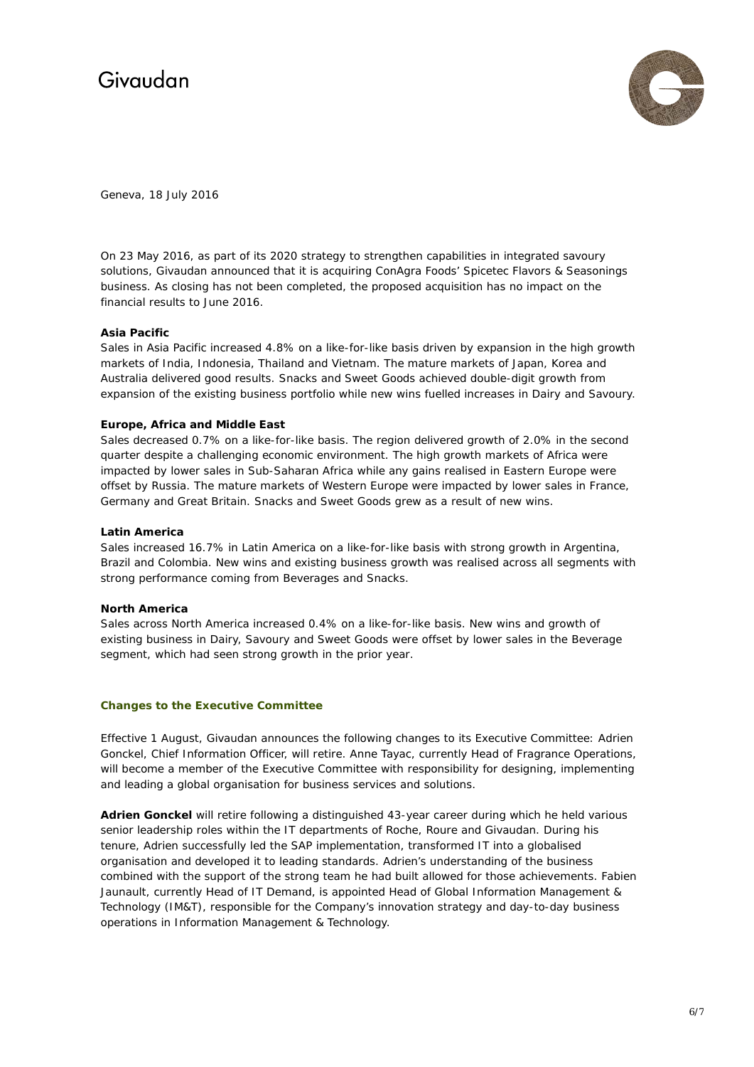Geneva, 18 July 2016

On 23 May 2016, as part of its 2020 strategy to strengthen capabilities in integrated savoury solutions, Givaudan announced that it is acquiring ConAgra Foods' Spicetec Flavors & Seasonings business. As closing has not been completed, the proposed acquisition has no impact on the financial results to June 2016.

**Asia Pacific**

Sales in Asia Pacific increased 4.8% on a like-for-like basis driven by expansion in the high growth markets of India, Indonesia, Thailand and Vietnam. The mature markets of Japan, Korea and Australia delivered good results. Snacks and Sweet Goods achieved double-digit growth from expansion of the existing business portfolio while new wins fuelled increases in Dairy and Savoury.

**Europe, Africa and Middle East**

Sales decreased 0.7% on a like-for-like basis. The region delivered growth of 2.0% in the second quarter despite a challenging economic environment. The high growth markets of Africa were impacted by lower sales in Sub-Saharan Africa while any gains realised in Eastern Europe were offset by Russia. The mature markets of Western Europe were impacted by lower sales in France, Germany and Great Britain. Snacks and Sweet Goods grew as a result of new wins.

**Latin America**

Sales increased 16.7% in Latin America on a like-for-like basis with strong growth in Argentina, Brazil and Colombia. New wins and existing business growth was realised across all segments with strong performance coming from Beverages and Snacks.

**North America**

Sales across North America increased 0.4% on a like-for-like basis. New wins and growth of existing business in Dairy, Savoury and Sweet Goods were offset by lower sales in the Beverage segment, which had seen strong growth in the prior year.

## Changes to the Executive Committee

Effective 1 August, Givaudan announces the following changes to its Executive Committee: Adrien Gonckel, Chief Information Officer, will retire. Anne Tayac, currently Head of Fragrance Operations, will become a member of the Executive Committee with responsibility for designing, implementing and leading a global organisation for business services and solutions.

**Adrien Gonckel** will retire following a distinguished 43-year career during which he held various senior leadership roles within the IT departments of Roche, Roure and Givaudan. During his tenure, Adrien successfully led the SAP implementation, transformed IT into a globalised organisation and developed it to leading standards. Adrien's understanding of the business combined with the support of the strong team he had built allowed for those achievements. Fabien Jaunault, currently Head of IT Demand, is appointed Head of Global Information Management & Technology (IM&T), responsible for the Company's innovation strategy and day-to-day business operations in Information Management & Technology.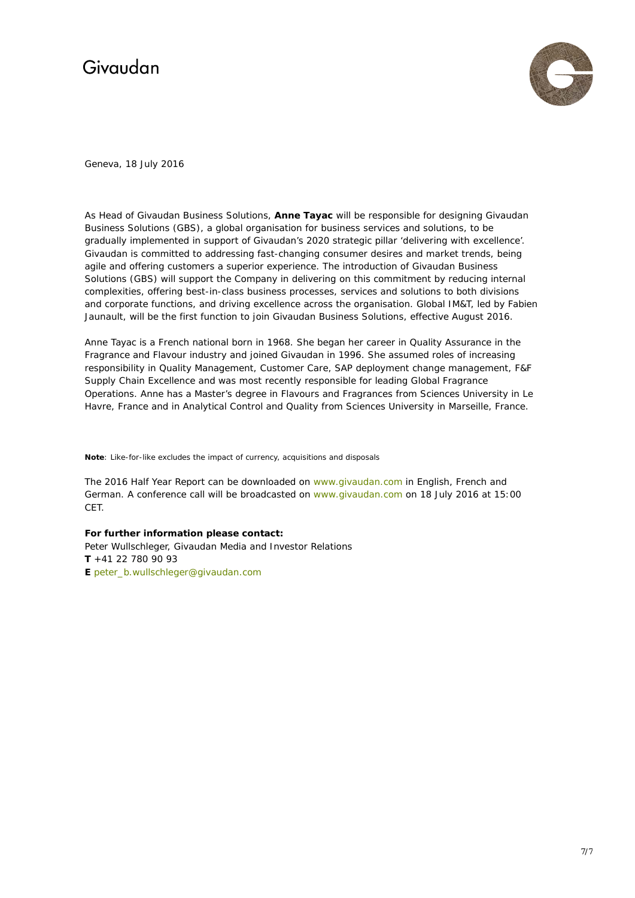Givaudan

Geneva, 18 July 2016

As Head of Givaudan Business Solutions, **Anne Tayac** will be responsible for designing Givaudan Business Solutions (GBS), a global organisation for business services and solutions, to be gradually implemented in support of Givaudan's 2020 strategic pillar 'delivering with excellence'. Givaudan is committed to addressing fast-changing consumer desires and market trends, being agile and offering customers a superior experience. The introduction of Givaudan Business Solutions (GBS) will support the Company in delivering on this commitment by reducing internal complexities, offering best-in-class business processes, services and solutions to both divisions and corporate functions, and driving excellence across the organisation. Global IM&T, led by Fabien Jaunault, will be the first function to join Givaudan Business Solutions, effective August 2016.

Anne Tayac is a French national born in 1968. She began her career in Quality Assurance in the Fragrance and Flavour industry and joined Givaudan in 1996. She assumed roles of increasing responsibility in Quality Management, Customer Care, SAP deployment change management, F&F Supply Chain Excellence and was most recently responsible for leading Global Fragrance Operations. Anne has a Master's degree in Flavours and Fragrances from Sciences University in Le Havre, France and in Analytical Control and Quality from Sciences University in Marseille, France.

**Note**: Like-for-like excludes the impact of currency, acquisitions and disposals

The 2016 Half Year Report can be downloaded on www.givaudan.com in English, French and German. A conference call will be broadcasted on www.givaudan.com on 18 July 2016 at 15:00 CET.

**For further information please contact:**
Peter Wullschleger, Givaudan Media and Investor Relations
**T** +41 22 780 90 93
**E** peter_b.wullschleger@givaudan.com